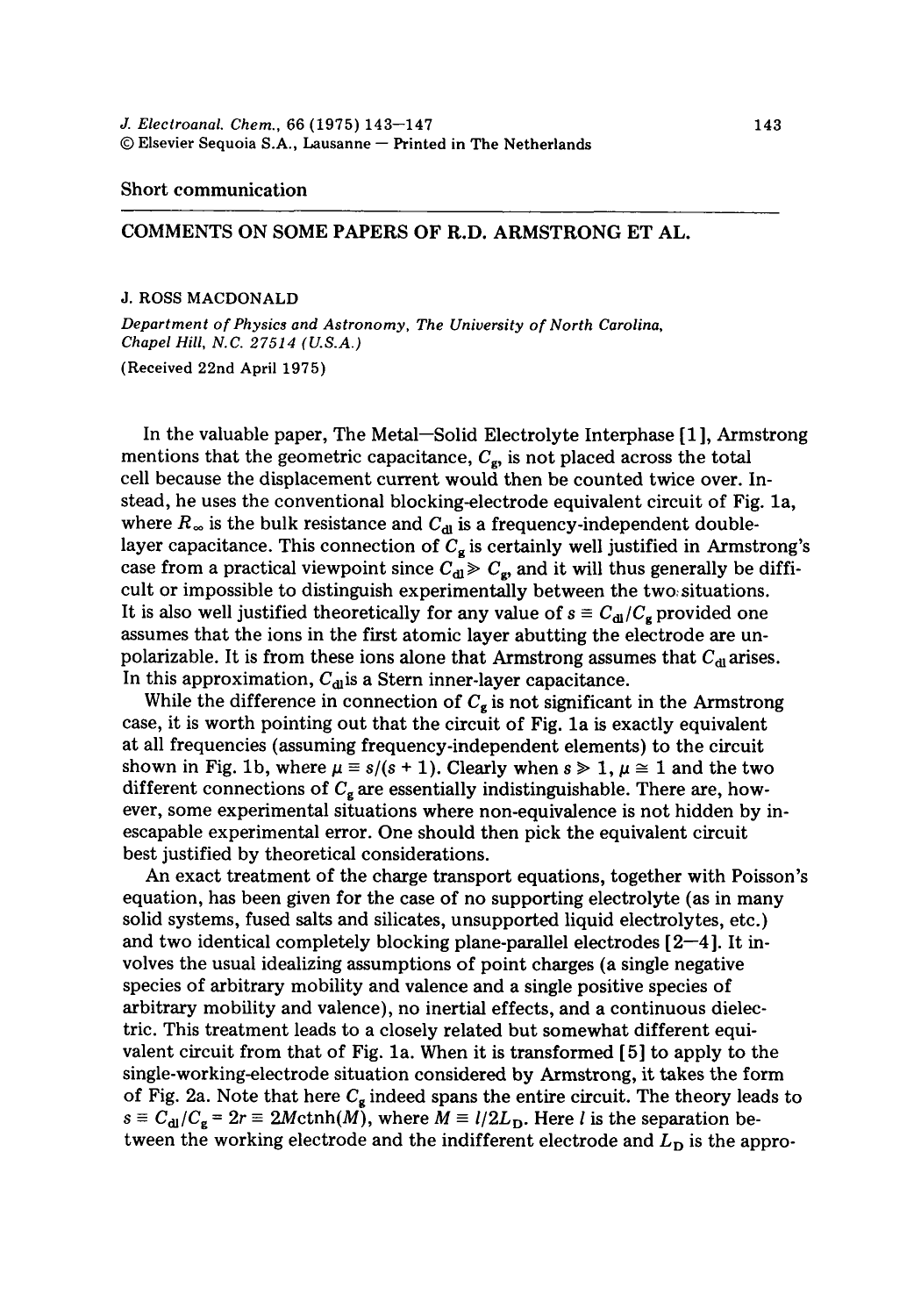Short communication

# COMMENTS ON SOME PAPERS OF R.D. ARMSTRONG ET AL.

J. ROSS MACDONALD

*Department of Physics and Astronomy, The University of North Carolina, Chapel Hill, N.C. 27514 (U.S.A.)*

(Received 22nd April 1975)

In the valuable paper, The Metal—Solid Electrolyte Interphase [1], Armstrong mentions that the geometric capacitance, $C_g$, is not placed across the total cell because the displacement current would then be counted twice over. Instead, he uses the conventional blocking-electrode equivalent circuit of Fig. 1a, where $R_\infty$ is the bulk resistance and $C_{dl}$ is a frequency-independent double-layer capacitance. This connection of $C_g$ is certainly well justified in Armstrong's case from a practical viewpoint since $C_{dl} \gg C_g$, and it will thus generally be difficult or impossible to distinguish experimentally between the two situations. It is also well justified theoretically for any value of $s \equiv C_{dl}/C_g$ provided one assumes that the ions in the first atomic layer abutting the electrode are unpolarizable. It is from these ions alone that Armstrong assumes that $C_{dl}$ arises. In this approximation, $C_{dl}$ is a Stern inner-layer capacitance.

While the difference in connection of $C_g$ is not significant in the Armstrong case, it is worth pointing out that the circuit of Fig. 1a is exactly equivalent at all frequencies (assuming frequency-independent elements) to the circuit shown in Fig. 1b, where $\mu \equiv s/(s+1)$. Clearly when $s \gg 1$, $\mu \cong 1$ and the two different connections of $C_g$ are essentially indistinguishable. There are, however, some experimental situations where non-equivalence is not hidden by inescapable experimental error. One should then pick the equivalent circuit best justified by theoretical considerations.

An exact treatment of the charge transport equations, together with Poisson's equation, has been given for the case of no supporting electrolyte (as in many solid systems, fused salts and silicates, unsupported liquid electrolytes, etc.) and two identical completely blocking plane-parallel electrodes [2–4]. It involves the usual idealizing assumptions of point charges (a single negative species of arbitrary mobility and valence and a single positive species of arbitrary mobility and valence), no inertial effects, and a continuous dielectric. This treatment leads to a closely related but somewhat different equivalent circuit from that of Fig. 1a. When it is transformed [5] to apply to the single-working-electrode situation considered by Armstrong, it takes the form of Fig. 2a. Note that here $C_g$ indeed spans the entire circuit. The theory leads to $s \equiv C_{dl}/C_g = 2r \equiv 2M\text{ctnh}(M)$, where $M \equiv l/2L_D$. Here $l$ is the separation between the working electrode and the indifferent electrode and $L_D$ is the appro-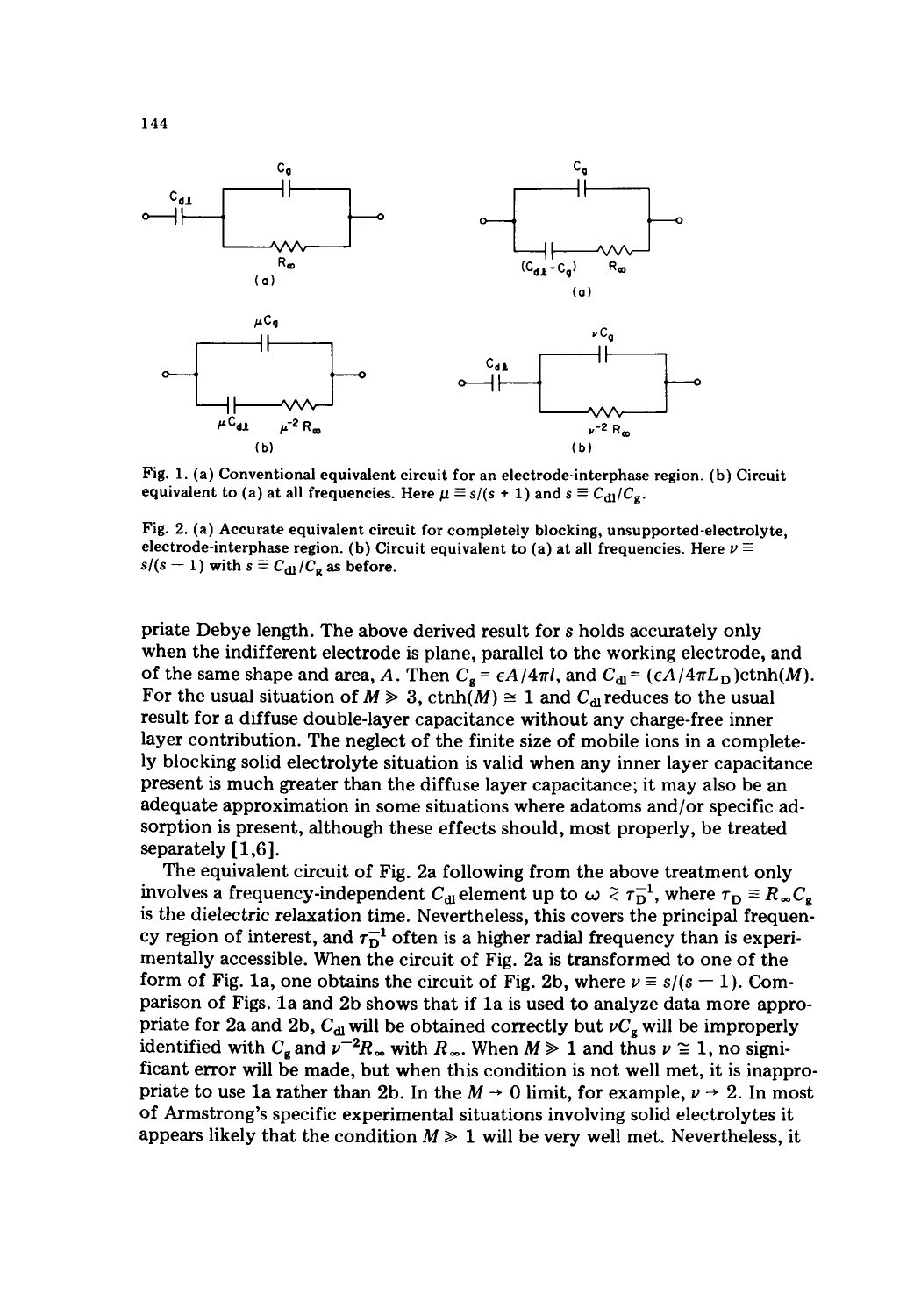Fig. 1. (a) Conventional equivalent circuit for an electrode-interphase region. (b) Circuit equivalent to (a) at all frequencies. Here $\mu \equiv s/(s+1)$ and $s \equiv C_{dl}/C_g$.

Fig. 2. (a) Accurate equivalent circuit for completely blocking, unsupported-electrolyte, electrode-interphase region. (b) Circuit equivalent to (a) at all frequencies. Here $\nu \equiv s/(s-1)$ with $s \equiv C_{dl}/C_g$ as before.

priate Debye length. The above derived result for $s$ holds accurately only when the indifferent electrode is plane, parallel to the working electrode, and of the same shape and area, $A$. Then $C_g = \epsilon A/4\pi l$, and $C_{dl} = (\epsilon A/4\pi L_D)\text{ctnh}(M)$. For the usual situation of $M \gg 3$, $\text{ctnh}(M) \cong 1$ and $C_{dl}$ reduces to the usual result for a diffuse double-layer capacitance without any charge-free inner layer contribution. The neglect of the finite size of mobile ions in a completely blocking solid electrolyte situation is valid when any inner layer capacitance present is much greater than the diffuse layer capacitance; it may also be an adequate approximation in some situations where adatoms and/or specific adsorption is present, although these effects should, most properly, be treated separately [1,6].

The equivalent circuit of Fig. 2a following from the above treatment only involves a frequency-independent $C_{dl}$ element up to $\omega \lesssim \tau_D^{-1}$, where $\tau_D \equiv R_\infty C_g$ is the dielectric relaxation time. Nevertheless, this covers the principal frequency region of interest, and $\tau_D^{-1}$ often is a higher radial frequency than is experimentally accessible. When the circuit of Fig. 2a is transformed to one of the form of Fig. 1a, one obtains the circuit of Fig. 2b, where $\nu \equiv s/(s-1)$. Comparison of Figs. 1a and 2b shows that if 1a is used to analyze data more appropriate for 2a and 2b, $C_{dl}$ will be obtained correctly but $\nu C_g$ will be improperly identified with $C_g$ and $\nu^{-2}R_\infty$ with $R_\infty$. When $M \gg 1$ and thus $\nu \cong 1$, no significant error will be made, but when this condition is not well met, it is inappropriate to use 1a rather than 2b. In the $M \to 0$ limit, for example, $\nu \to 2$. In most of Armstrong's specific experimental situations involving solid electrolytes it appears likely that the condition $M \gg 1$ will be very well met. Nevertheless, it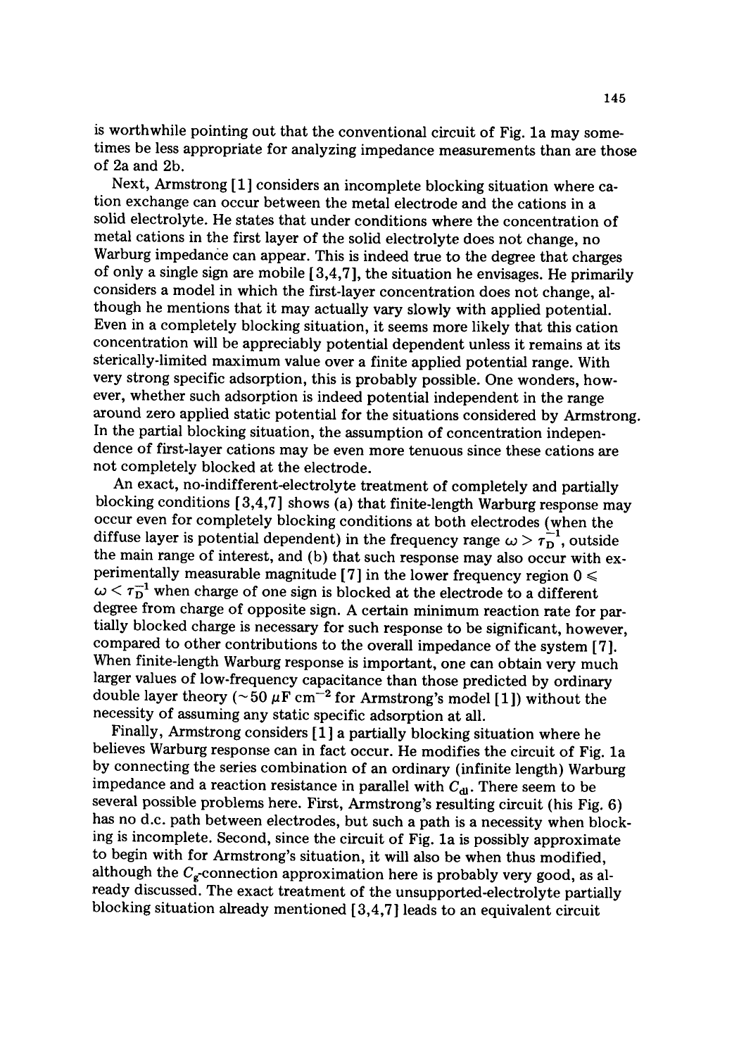is worthwhile pointing out that the conventional circuit of Fig. 1a may sometimes be less appropriate for analyzing impedance measurements than are those of 2a and 2b.

Next, Armstrong [1] considers an incomplete blocking situation where cation exchange can occur between the metal electrode and the cations in a solid electrolyte. He states that under conditions where the concentration of metal cations in the first layer of the solid electrolyte does not change, no Warburg impedance can appear. This is indeed true to the degree that charges of only a single sign are mobile [3,4,7], the situation he envisages. He primarily considers a model in which the first-layer concentration does not change, although he mentions that it may actually vary slowly with applied potential. Even in a completely blocking situation, it seems more likely that this cation concentration will be appreciably potential dependent unless it remains at its sterically-limited maximum value over a finite applied potential range. With very strong specific adsorption, this is probably possible. One wonders, however, whether such adsorption is indeed potential independent in the range around zero applied static potential for the situations considered by Armstrong. In the partial blocking situation, the assumption of concentration independence of first-layer cations may be even more tenuous since these cations are not completely blocked at the electrode.

An exact, no-indifferent-electrolyte treatment of completely and partially blocking conditions [3,4,7] shows (a) that finite-length Warburg response may occur even for completely blocking conditions at both electrodes (when the diffuse layer is potential dependent) in the frequency range $\omega > \tau_D^{-1}$, outside the main range of interest, and (b) that such response may also occur with experimentally measurable magnitude [7] in the lower frequency region $0 \leqslant \omega < \tau_D^{-1}$ when charge of one sign is blocked at the electrode to a different degree from charge of opposite sign. A certain minimum reaction rate for partially blocked charge is necessary for such response to be significant, however, compared to other contributions to the overall impedance of the system [7]. When finite-length Warburg response is important, one can obtain very much larger values of low-frequency capacitance than those predicted by ordinary double layer theory ($\sim 50\ \mu F\ cm^{-2}$ for Armstrong's model [1]) without the necessity of assuming any static specific adsorption at all.

Finally, Armstrong considers [1] a partially blocking situation where he believes Warburg response can in fact occur. He modifies the circuit of Fig. 1a by connecting the series combination of an ordinary (infinite length) Warburg impedance and a reaction resistance in parallel with $C_{dl}$. There seem to be several possible problems here. First, Armstrong's resulting circuit (his Fig. 6) has no d.c. path between electrodes, but such a path is a necessity when blocking is incomplete. Second, since the circuit of Fig. 1a is possibly approximate to begin with for Armstrong's situation, it will also be when thus modified, although the $C_g$-connection approximation here is probably very good, as already discussed. The exact treatment of the unsupported-electrolyte partially blocking situation already mentioned [3,4,7] leads to an equivalent circuit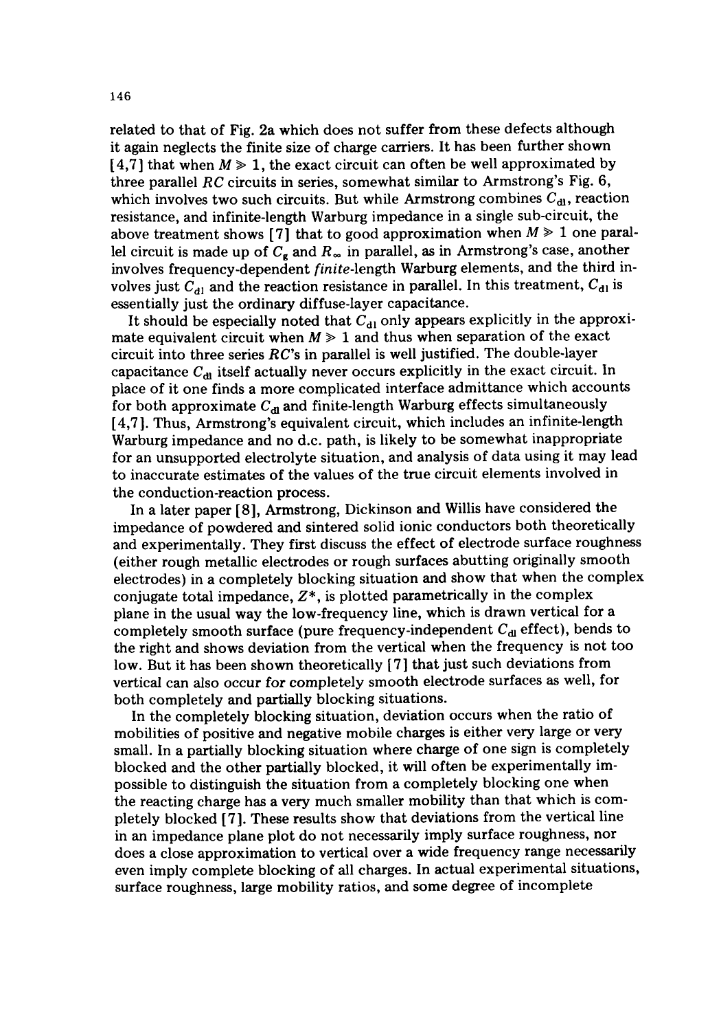related to that of Fig. 2a which does not suffer from these defects although it again neglects the finite size of charge carriers. It has been further shown [4,7] that when $M \gg 1$, the exact circuit can often be well approximated by three parallel $RC$ circuits in series, somewhat similar to Armstrong's Fig. 6, which involves two such circuits. But while Armstrong combines $C_{dl}$, reaction resistance, and infinite-length Warburg impedance in a single sub-circuit, the above treatment shows [7] that to good approximation when $M \gg 1$ one parallel circuit is made up of $C_g$ and $R_\infty$ in parallel, as in Armstrong's case, another involves frequency-dependent *finite*-length Warburg elements, and the third involves just $C_{dl}$ and the reaction resistance in parallel. In this treatment, $C_{dl}$ is essentially just the ordinary diffuse-layer capacitance.

It should be especially noted that $C_{dl}$ only appears explicitly in the approximate equivalent circuit when $M \gg 1$ and thus when separation of the exact circuit into three series $RC$'s in parallel is well justified. The double-layer capacitance $C_{dl}$ itself actually never occurs explicitly in the exact circuit. In place of it one finds a more complicated interface admittance which accounts for both approximate $C_{dl}$ and finite-length Warburg effects simultaneously [4,7]. Thus, Armstrong's equivalent circuit, which includes an infinite-length Warburg impedance and no d.c. path, is likely to be somewhat inappropriate for an unsupported electrolyte situation, and analysis of data using it may lead to inaccurate estimates of the values of the true circuit elements involved in the conduction-reaction process.

In a later paper [8], Armstrong, Dickinson and Willis have considered the impedance of powdered and sintered solid ionic conductors both theoretically and experimentally. They first discuss the effect of electrode surface roughness (either rough metallic electrodes or rough surfaces abutting originally smooth electrodes) in a completely blocking situation and show that when the complex conjugate total impedance, $Z^*$, is plotted parametrically in the complex plane in the usual way the low-frequency line, which is drawn vertical for a completely smooth surface (pure frequency-independent $C_{dl}$ effect), bends to the right and shows deviation from the vertical when the frequency is not too low. But it has been shown theoretically [7] that just such deviations from vertical can also occur for completely smooth electrode surfaces as well, for both completely and partially blocking situations.

In the completely blocking situation, deviation occurs when the ratio of mobilities of positive and negative mobile charges is either very large or very small. In a partially blocking situation where charge of one sign is completely blocked and the other partially blocked, it will often be experimentally impossible to distinguish the situation from a completely blocking one when the reacting charge has a very much smaller mobility than that which is completely blocked [7]. These results show that deviations from the vertical line in an impedance plane plot do not necessarily imply surface roughness, nor does a close approximation to vertical over a wide frequency range necessarily even imply complete blocking of all charges. In actual experimental situations, surface roughness, large mobility ratios, and some degree of incomplete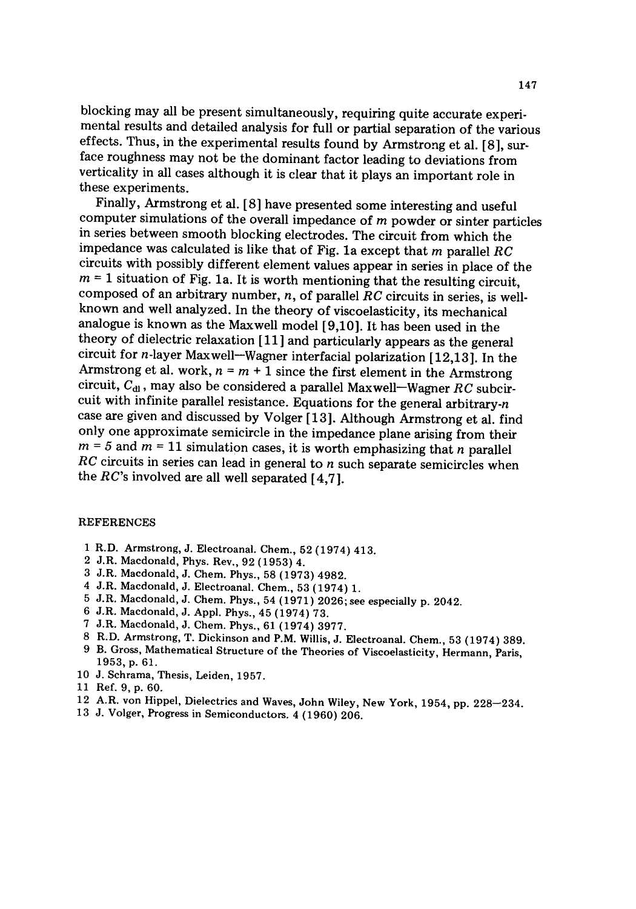blocking may all be present simultaneously, requiring quite accurate experimental results and detailed analysis for full or partial separation of the various effects. Thus, in the experimental results found by Armstrong et al. [8], surface roughness may not be the dominant factor leading to deviations from verticality in all cases although it is clear that it plays an important role in these experiments.

Finally, Armstrong et al. [8] have presented some interesting and useful computer simulations of the overall impedance of $m$ powder or sinter particles in series between smooth blocking electrodes. The circuit from which the impedance was calculated is like that of Fig. 1a except that $m$ parallel $RC$ circuits with possibly different element values appear in series in place of the $m = 1$ situation of Fig. 1a. It is worth mentioning that the resulting circuit, composed of an arbitrary number, $n$, of parallel $RC$ circuits in series, is well-known and well analyzed. In the theory of viscoelasticity, its mechanical analogue is known as the Maxwell model [9,10]. It has been used in the theory of dielectric relaxation [11] and particularly appears as the general circuit for $n$-layer Maxwell—Wagner interfacial polarization [12,13]. In the Armstrong et al. work, $n = m + 1$ since the first element in the Armstrong circuit, $C_{dl}$, may also be considered a parallel Maxwell—Wagner $RC$ subcircuit with infinite parallel resistance. Equations for the general arbitrary-$n$ case are given and discussed by Volger [13]. Although Armstrong et al. find only one approximate semicircle in the impedance plane arising from their $m = 5$ and $m = 11$ simulation cases, it is worth emphasizing that $n$ parallel $RC$ circuits in series can lead in general to $n$ such separate semicircles when the $RC$'s involved are all well separated [4,7].

## REFERENCES

1. R.D. Armstrong, J. Electroanal. Chem., 52 (1974) 413.
2. J.R. Macdonald, Phys. Rev., 92 (1953) 4.
3. J.R. Macdonald, J. Chem. Phys., 58 (1973) 4982.
4. J.R. Macdonald, J. Electroanal. Chem., 53 (1974) 1.
5. J.R. Macdonald, J. Chem. Phys., 54 (1971) 2026; see especially p. 2042.
6. J.R. Macdonald, J. Appl. Phys., 45 (1974) 73.
7. J.R. Macdonald, J. Chem. Phys., 61 (1974) 3977.
8. R.D. Armstrong, T. Dickinson and P.M. Willis, J. Electroanal. Chem., 53 (1974) 389.
9. B. Gross, Mathematical Structure of the Theories of Viscoelasticity, Hermann, Paris, 1953, p. 61.
10. J. Schrama, Thesis, Leiden, 1957.
11. Ref. 9, p. 60.
12. A.R. von Hippel, Dielectrics and Waves, John Wiley, New York, 1954, pp. 228—234.
13. J. Volger, Progress in Semiconductors. 4 (1960) 206.